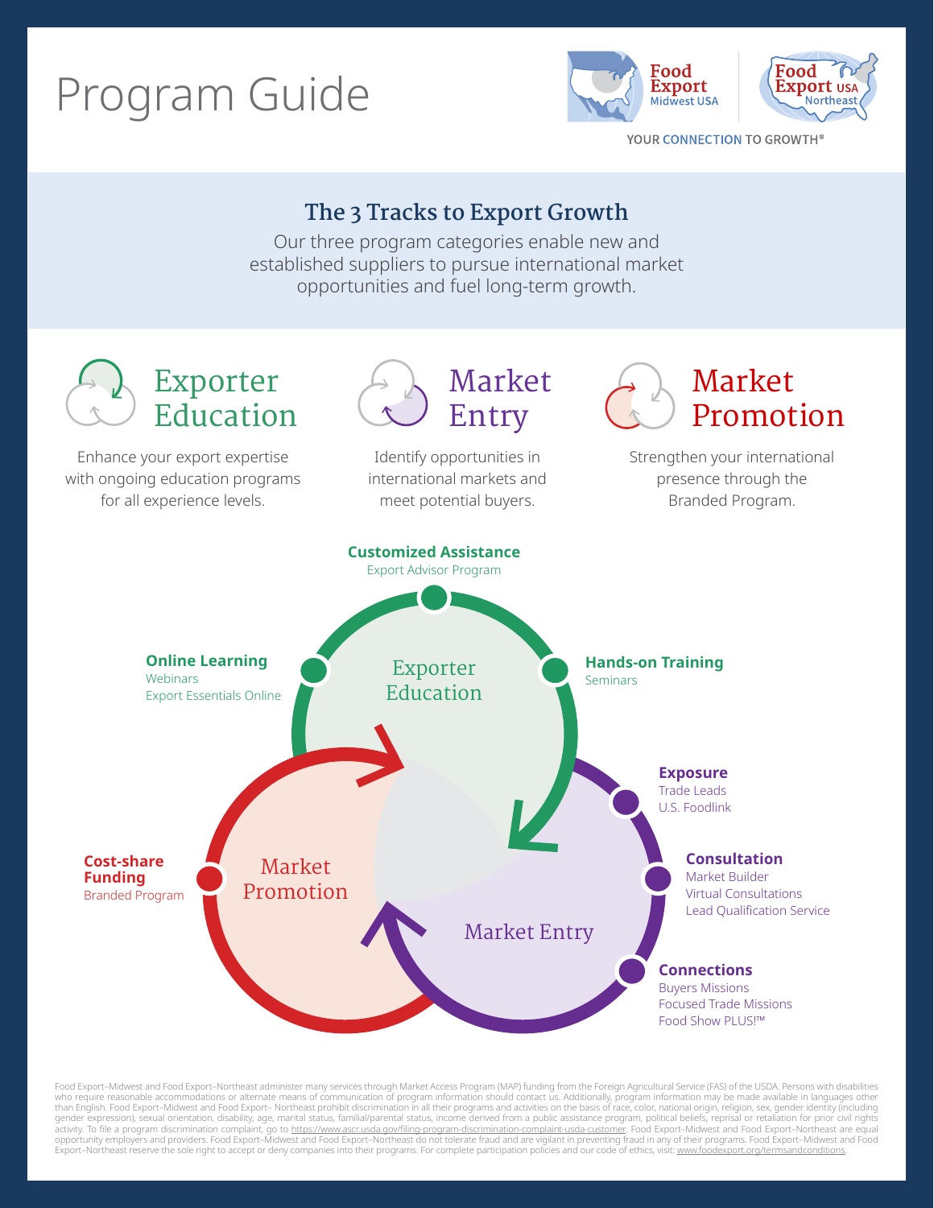# Program Guide

Food Export Midwest USA | Food Export USA Northeast

YOUR CONNECTION TO GROWTH®

## The 3 Tracks to Export Growth

Our three program categories enable new and established suppliers to pursue international market opportunities and fuel long-term growth.

### Exporter Education

Enhance your export expertise with ongoing education programs for all experience levels.

### Market Entry

Identify opportunities in international markets and meet potential buyers.

### Market Promotion

Strengthen your international presence through the Branded Program.

**Exporter Education**

- **Customized Assistance**
  - Export Advisor Program
- **Online Learning**
  - Webinars
  - Export Essentials Online
- **Hands-on Training**
  - Seminars

**Market Entry**

- **Exposure**
  - Trade Leads
  - U.S. Foodlink
- **Consultation**
  - Market Builder
  - Virtual Consultations
  - Lead Qualification Service
- **Connections**
  - Buyers Missions
  - Focused Trade Missions
  - Food Show PLUS!™

**Market Promotion**

- **Cost-share Funding**
  - Branded Program

Food Export–Midwest and Food Export–Northeast administer many services through Market Access Program (MAP) funding from the Foreign Agricultural Service (FAS) of the USDA. Persons with disabilities who require reasonable accommodations or alternate means of communication of program information should contact us. Additionally, program information may be made available in languages other than English. Food Export–Midwest and Food Export– Northeast prohibit discrimination in all their programs and activities on the basis of race, color, national origin, religion, sex, gender identity (including gender expression), sexual orientation, disability, age, marital status, familial/parental status, income derived from a public assistance program, political beliefs, reprisal or retaliation for prior civil rights activity. To file a program discrimination complaint, go to https://www.ascr.usda.gov/filing-program-discrimination-complaint-usda-customer. Food Export–Midwest and Food Export–Northeast are equal opportunity employers and providers. Food Export–Midwest and Food Export–Northeast do not tolerate fraud and are vigilant in preventing fraud in any of their programs. Food Export–Midwest and Food Export–Northeast reserve the sole right to accept or deny companies into their programs. For complete participation policies and our code of ethics, visit: www.foodexport.org/termsandconditions.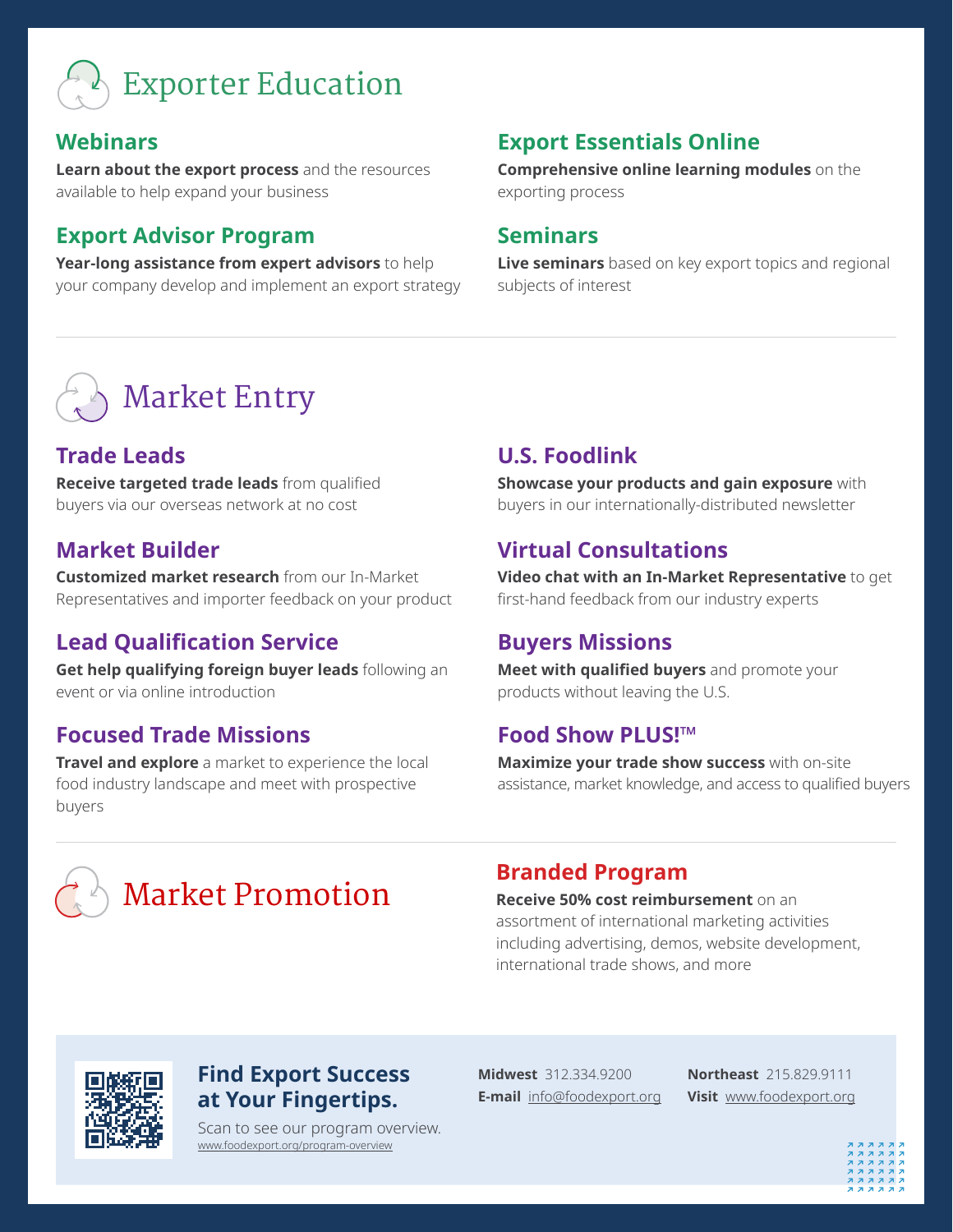# Exporter Education

### Webinars

**Learn about the export process** and the resources available to help expand your business

### Export Advisor Program

**Year-long assistance from expert advisors** to help your company develop and implement an export strategy

### Export Essentials Online

**Comprehensive online learning modules** on the exporting process

### Seminars

**Live seminars** based on key export topics and regional subjects of interest

# Market Entry

### Trade Leads

**Receive targeted trade leads** from qualified buyers via our overseas network at no cost

### Market Builder

**Customized market research** from our In-Market Representatives and importer feedback on your product

### Lead Qualification Service

**Get help qualifying foreign buyer leads** following an event or via online introduction

### Focused Trade Missions

**Travel and explore** a market to experience the local food industry landscape and meet with prospective buyers

### U.S. Foodlink

**Showcase your products and gain exposure** with buyers in our internationally-distributed newsletter

### Virtual Consultations

**Video chat with an In-Market Representative** to get first-hand feedback from our industry experts

### Buyers Missions

**Meet with qualified buyers** and promote your products without leaving the U.S.

### Food Show PLUS!™

**Maximize your trade show success** with on-site assistance, market knowledge, and access to qualified buyers

# Market Promotion

### Branded Program

**Receive 50% cost reimbursement** on an assortment of international marketing activities including advertising, demos, website development, international trade shows, and more

## Find Export Success at Your Fingertips.

Scan to see our program overview.
www.foodexport.org/program-overview

**Midwest** 312.334.9200
**E-mail** info@foodexport.org

**Northeast** 215.829.9111
**Visit** www.foodexport.org